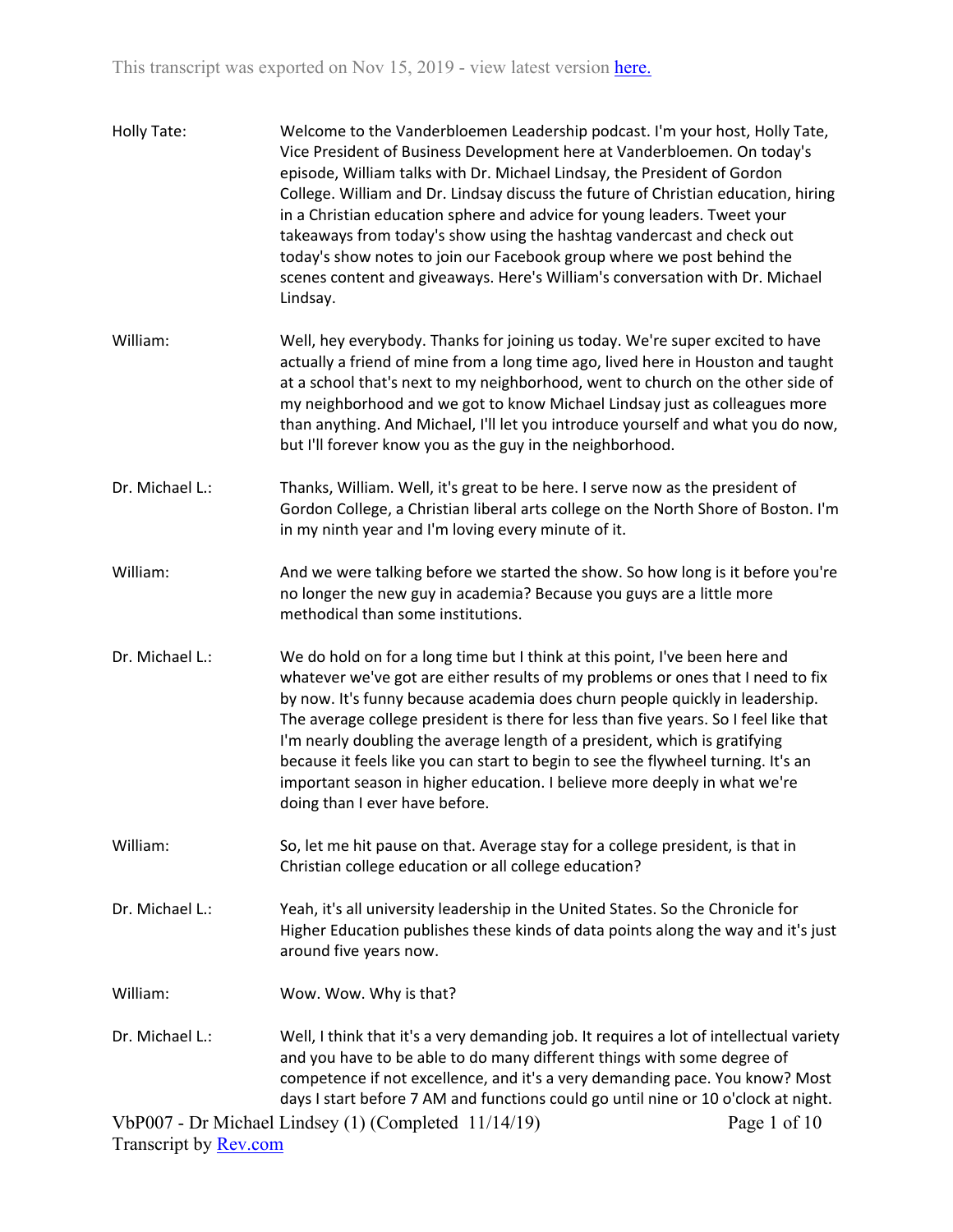This transcript was exported on Nov 15, 2019 - view latest version here.

**Holly Tate:** Welcome to the Vanderbloemen Leadership podcast. I'm your host, Holly Tate, Vice President of Business Development here at Vanderbloemen. On today's episode, William talks with Dr. Michael Lindsay, the President of Gordon College. William and Dr. Lindsay discuss the future of Christian education, hiring in a Christian education sphere and advice for young leaders. Tweet your takeaways from today's show using the hashtag vandercast and check out today's show notes to join our Facebook group where we post behind the scenes content and giveaways. Here's William's conversation with Dr. Michael Lindsay.

**William:** Well, hey everybody. Thanks for joining us today. We're super excited to have actually a friend of mine from a long time ago, lived here in Houston and taught at a school that's next to my neighborhood, went to church on the other side of my neighborhood and we got to know Michael Lindsay just as colleagues more than anything. And Michael, I'll let you introduce yourself and what you do now, but I'll forever know you as the guy in the neighborhood.

**Dr. Michael L.:** Thanks, William. Well, it's great to be here. I serve now as the president of Gordon College, a Christian liberal arts college on the North Shore of Boston. I'm in my ninth year and I'm loving every minute of it.

**William:** And we were talking before we started the show. So how long is it before you're no longer the new guy in academia? Because you guys are a little more methodical than some institutions.

**Dr. Michael L.:** We do hold on for a long time but I think at this point, I've been here and whatever we've got are either results of my problems or ones that I need to fix by now. It's funny because academia does churn people quickly in leadership. The average college president is there for less than five years. So I feel like that I'm nearly doubling the average length of a president, which is gratifying because it feels like you can start to begin to see the flywheel turning. It's an important season in higher education. I believe more deeply in what we're doing than I ever have before.

**William:** So, let me hit pause on that. Average stay for a college president, is that in Christian college education or all college education?

**Dr. Michael L.:** Yeah, it's all university leadership in the United States. So the Chronicle for Higher Education publishes these kinds of data points along the way and it's just around five years now.

**William:** Wow. Wow. Why is that?

**Dr. Michael L.:** Well, I think that it's a very demanding job. It requires a lot of intellectual variety and you have to be able to do many different things with some degree of competence if not excellence, and it's a very demanding pace. You know? Most days I start before 7 AM and functions could go until nine or 10 o'clock at night.

VbP007 - Dr Michael Lindsey (1) (Completed 11/14/19)
Transcript by Rev.com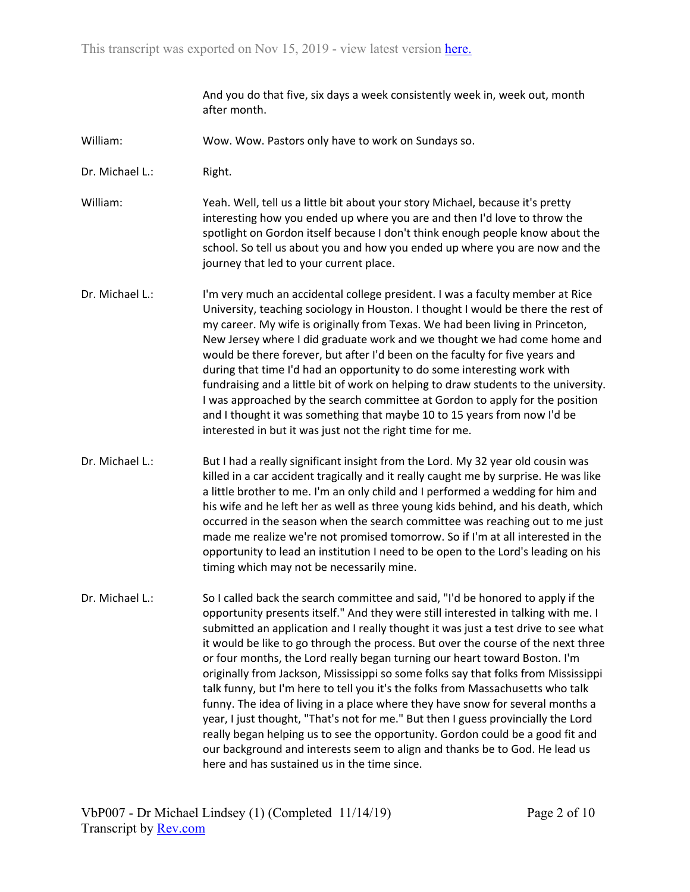And you do that five, six days a week consistently week in, week out, month after month.

William: Wow. Wow. Pastors only have to work on Sundays so.

Dr. Michael L.: Right.

William: Yeah. Well, tell us a little bit about your story Michael, because it's pretty interesting how you ended up where you are and then I'd love to throw the spotlight on Gordon itself because I don't think enough people know about the school. So tell us about you and how you ended up where you are now and the journey that led to your current place.

Dr. Michael L.: I'm very much an accidental college president. I was a faculty member at Rice University, teaching sociology in Houston. I thought I would be there the rest of my career. My wife is originally from Texas. We had been living in Princeton, New Jersey where I did graduate work and we thought we had come home and would be there forever, but after I'd been on the faculty for five years and during that time I'd had an opportunity to do some interesting work with fundraising and a little bit of work on helping to draw students to the university. I was approached by the search committee at Gordon to apply for the position and I thought it was something that maybe 10 to 15 years from now I'd be interested in but it was just not the right time for me.

Dr. Michael L.: But I had a really significant insight from the Lord. My 32 year old cousin was killed in a car accident tragically and it really caught me by surprise. He was like a little brother to me. I'm an only child and I performed a wedding for him and his wife and he left her as well as three young kids behind, and his death, which occurred in the season when the search committee was reaching out to me just made me realize we're not promised tomorrow. So if I'm at all interested in the opportunity to lead an institution I need to be open to the Lord's leading on his timing which may not be necessarily mine.

Dr. Michael L.: So I called back the search committee and said, "I'd be honored to apply if the opportunity presents itself." And they were still interested in talking with me. I submitted an application and I really thought it was just a test drive to see what it would be like to go through the process. But over the course of the next three or four months, the Lord really began turning our heart toward Boston. I'm originally from Jackson, Mississippi so some folks say that folks from Mississippi talk funny, but I'm here to tell you it's the folks from Massachusetts who talk funny. The idea of living in a place where they have snow for several months a year, I just thought, "That's not for me." But then I guess provincially the Lord really began helping us to see the opportunity. Gordon could be a good fit and our background and interests seem to align and thanks be to God. He lead us here and has sustained us in the time since.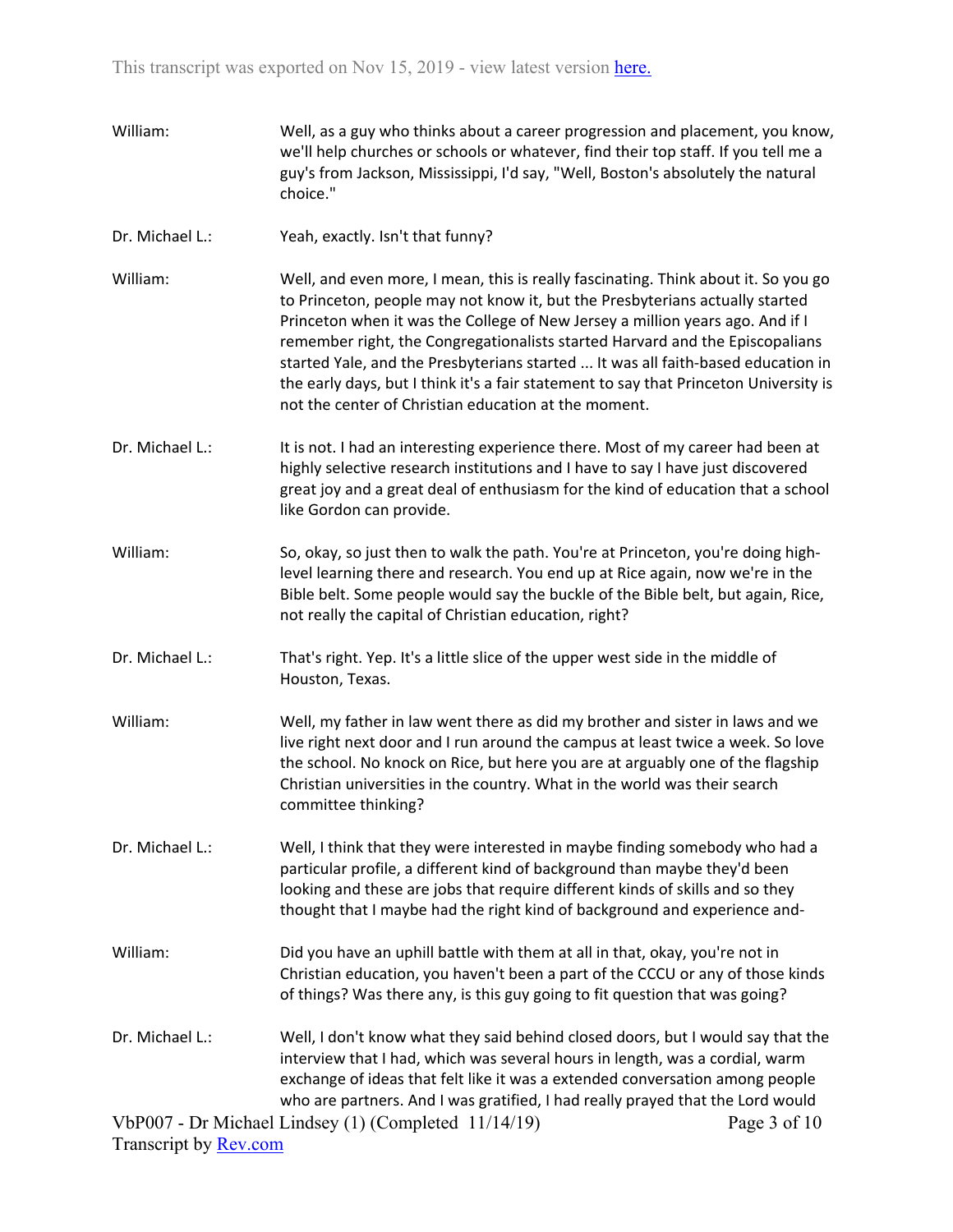**William:** Well, as a guy who thinks about a career progression and placement, you know, we'll help churches or schools or whatever, find their top staff. If you tell me a guy's from Jackson, Mississippi, I'd say, "Well, Boston's absolutely the natural choice."

**Dr. Michael L.:** Yeah, exactly. Isn't that funny?

**William:** Well, and even more, I mean, this is really fascinating. Think about it. So you go to Princeton, people may not know it, but the Presbyterians actually started Princeton when it was the College of New Jersey a million years ago. And if I remember right, the Congregationalists started Harvard and the Episcopalians started Yale, and the Presbyterians started ... It was all faith-based education in the early days, but I think it's a fair statement to say that Princeton University is not the center of Christian education at the moment.

**Dr. Michael L.:** It is not. I had an interesting experience there. Most of my career had been at highly selective research institutions and I have to say I have just discovered great joy and a great deal of enthusiasm for the kind of education that a school like Gordon can provide.

**William:** So, okay, so just then to walk the path. You're at Princeton, you're doing high-level learning there and research. You end up at Rice again, now we're in the Bible belt. Some people would say the buckle of the Bible belt, but again, Rice, not really the capital of Christian education, right?

**Dr. Michael L.:** That's right. Yep. It's a little slice of the upper west side in the middle of Houston, Texas.

**William:** Well, my father in law went there as did my brother and sister in laws and we live right next door and I run around the campus at least twice a week. So love the school. No knock on Rice, but here you are at arguably one of the flagship Christian universities in the country. What in the world was their search committee thinking?

**Dr. Michael L.:** Well, I think that they were interested in maybe finding somebody who had a particular profile, a different kind of background than maybe they'd been looking and these are jobs that require different kinds of skills and so they thought that I maybe had the right kind of background and experience and-

**William:** Did you have an uphill battle with them at all in that, okay, you're not in Christian education, you haven't been a part of the CCCU or any of those kinds of things? Was there any, is this guy going to fit question that was going?

**Dr. Michael L.:** Well, I don't know what they said behind closed doors, but I would say that the interview that I had, which was several hours in length, was a cordial, warm exchange of ideas that felt like it was a extended conversation among people who are partners. And I was gratified, I had really prayed that the Lord would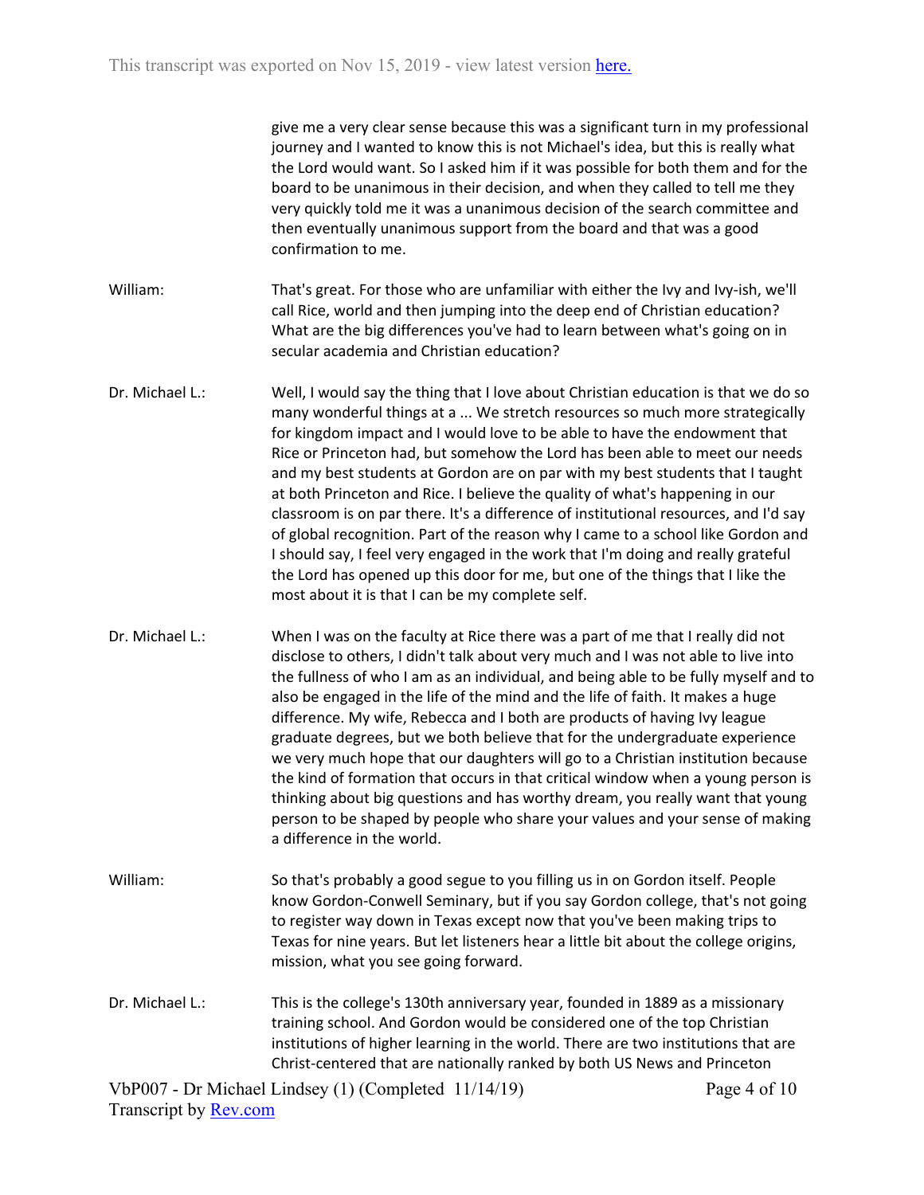give me a very clear sense because this was a significant turn in my professional journey and I wanted to know this is not Michael's idea, but this is really what the Lord would want. So I asked him if it was possible for both them and for the board to be unanimous in their decision, and when they called to tell me they very quickly told me it was a unanimous decision of the search committee and then eventually unanimous support from the board and that was a good confirmation to me.

William: That's great. For those who are unfamiliar with either the Ivy and Ivy-ish, we'll call Rice, world and then jumping into the deep end of Christian education? What are the big differences you've had to learn between what's going on in secular academia and Christian education?

Dr. Michael L.: Well, I would say the thing that I love about Christian education is that we do so many wonderful things at a ... We stretch resources so much more strategically for kingdom impact and I would love to be able to have the endowment that Rice or Princeton had, but somehow the Lord has been able to meet our needs and my best students at Gordon are on par with my best students that I taught at both Princeton and Rice. I believe the quality of what's happening in our classroom is on par there. It's a difference of institutional resources, and I'd say of global recognition. Part of the reason why I came to a school like Gordon and I should say, I feel very engaged in the work that I'm doing and really grateful the Lord has opened up this door for me, but one of the things that I like the most about it is that I can be my complete self.

Dr. Michael L.: When I was on the faculty at Rice there was a part of me that I really did not disclose to others, I didn't talk about very much and I was not able to live into the fullness of who I am as an individual, and being able to be fully myself and to also be engaged in the life of the mind and the life of faith. It makes a huge difference. My wife, Rebecca and I both are products of having Ivy league graduate degrees, but we both believe that for the undergraduate experience we very much hope that our daughters will go to a Christian institution because the kind of formation that occurs in that critical window when a young person is thinking about big questions and has worthy dream, you really want that young person to be shaped by people who share your values and your sense of making a difference in the world.

William: So that's probably a good segue to you filling us in on Gordon itself. People know Gordon-Conwell Seminary, but if you say Gordon college, that's not going to register way down in Texas except now that you've been making trips to Texas for nine years. But let listeners hear a little bit about the college origins, mission, what you see going forward.

Dr. Michael L.: This is the college's 130th anniversary year, founded in 1889 as a missionary training school. And Gordon would be considered one of the top Christian institutions of higher learning in the world. There are two institutions that are Christ-centered that are nationally ranked by both US News and Princeton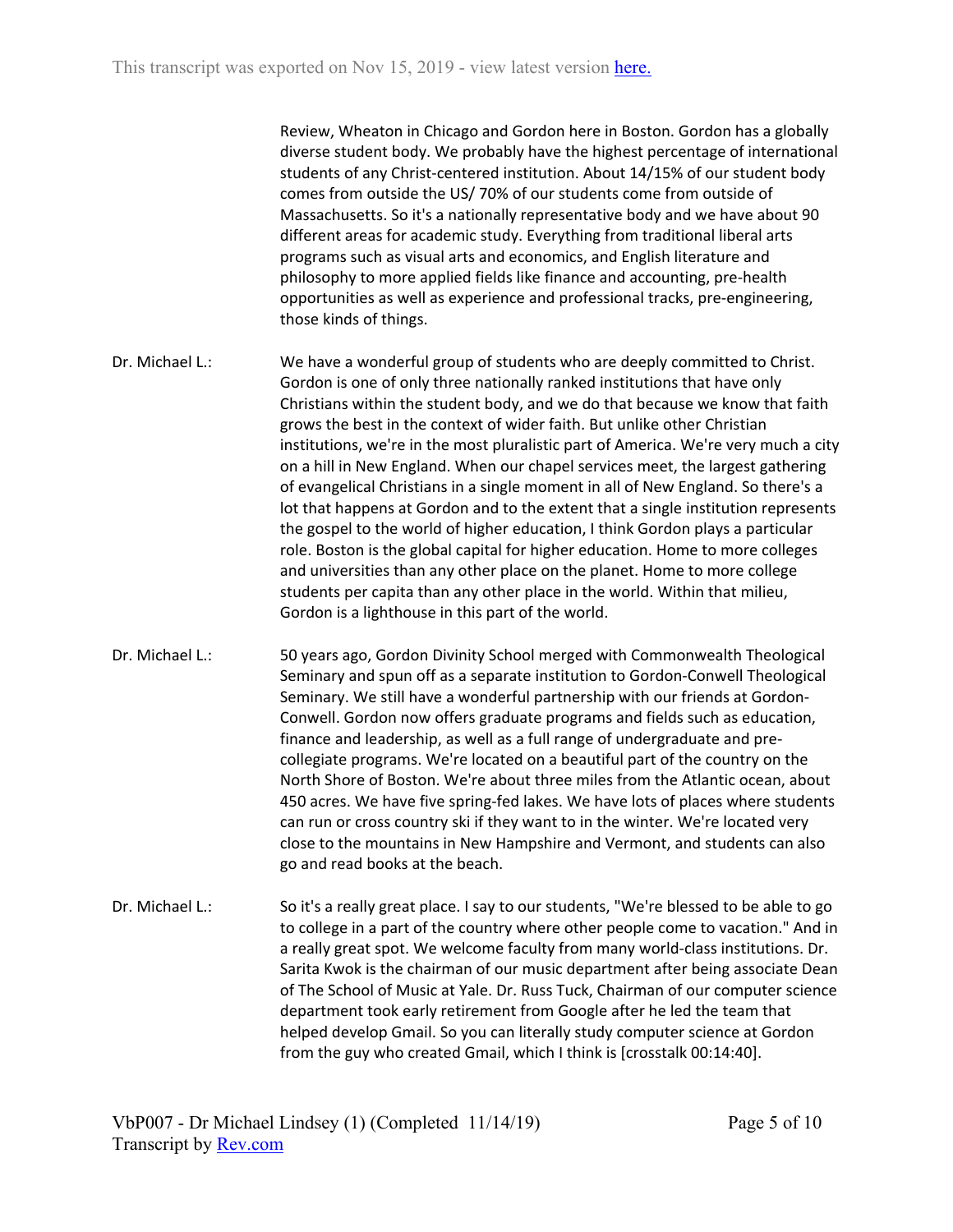Review, Wheaton in Chicago and Gordon here in Boston. Gordon has a globally diverse student body. We probably have the highest percentage of international students of any Christ-centered institution. About 14/15% of our student body comes from outside the US/ 70% of our students come from outside of Massachusetts. So it's a nationally representative body and we have about 90 different areas for academic study. Everything from traditional liberal arts programs such as visual arts and economics, and English literature and philosophy to more applied fields like finance and accounting, pre-health opportunities as well as experience and professional tracks, pre-engineering, those kinds of things.

Dr. Michael L.: We have a wonderful group of students who are deeply committed to Christ. Gordon is one of only three nationally ranked institutions that have only Christians within the student body, and we do that because we know that faith grows the best in the context of wider faith. But unlike other Christian institutions, we're in the most pluralistic part of America. We're very much a city on a hill in New England. When our chapel services meet, the largest gathering of evangelical Christians in a single moment in all of New England. So there's a lot that happens at Gordon and to the extent that a single institution represents the gospel to the world of higher education, I think Gordon plays a particular role. Boston is the global capital for higher education. Home to more colleges and universities than any other place on the planet. Home to more college students per capita than any other place in the world. Within that milieu, Gordon is a lighthouse in this part of the world.

Dr. Michael L.: 50 years ago, Gordon Divinity School merged with Commonwealth Theological Seminary and spun off as a separate institution to Gordon-Conwell Theological Seminary. We still have a wonderful partnership with our friends at Gordon-Conwell. Gordon now offers graduate programs and fields such as education, finance and leadership, as well as a full range of undergraduate and pre-collegiate programs. We're located on a beautiful part of the country on the North Shore of Boston. We're about three miles from the Atlantic ocean, about 450 acres. We have five spring-fed lakes. We have lots of places where students can run or cross country ski if they want to in the winter. We're located very close to the mountains in New Hampshire and Vermont, and students can also go and read books at the beach.

Dr. Michael L.: So it's a really great place. I say to our students, "We're blessed to be able to go to college in a part of the country where other people come to vacation." And in a really great spot. We welcome faculty from many world-class institutions. Dr. Sarita Kwok is the chairman of our music department after being associate Dean of The School of Music at Yale. Dr. Russ Tuck, Chairman of our computer science department took early retirement from Google after he led the team that helped develop Gmail. So you can literally study computer science at Gordon from the guy who created Gmail, which I think is [crosstalk 00:14:40].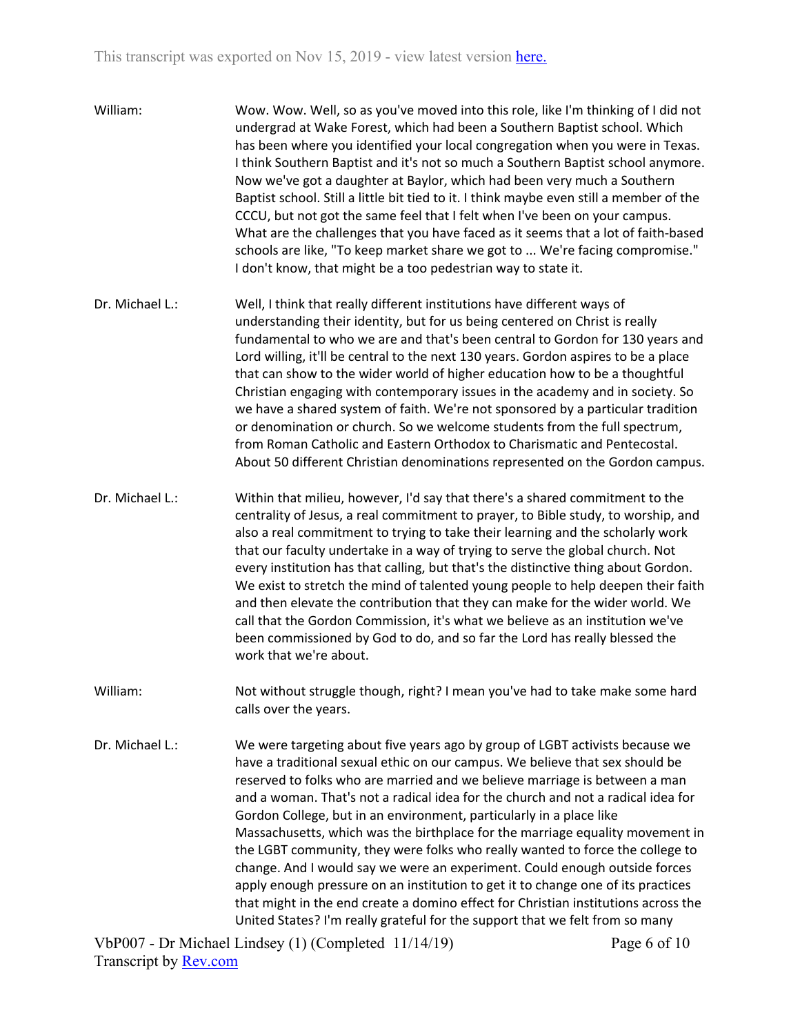William: Wow. Wow. Well, so as you've moved into this role, like I'm thinking of I did not undergrad at Wake Forest, which had been a Southern Baptist school. Which has been where you identified your local congregation when you were in Texas. I think Southern Baptist and it's not so much a Southern Baptist school anymore. Now we've got a daughter at Baylor, which had been very much a Southern Baptist school. Still a little bit tied to it. I think maybe even still a member of the CCCU, but not got the same feel that I felt when I've been on your campus. What are the challenges that you have faced as it seems that a lot of faith-based schools are like, "To keep market share we got to ... We're facing compromise." I don't know, that might be a too pedestrian way to state it.

Dr. Michael L.: Well, I think that really different institutions have different ways of understanding their identity, but for us being centered on Christ is really fundamental to who we are and that's been central to Gordon for 130 years and Lord willing, it'll be central to the next 130 years. Gordon aspires to be a place that can show to the wider world of higher education how to be a thoughtful Christian engaging with contemporary issues in the academy and in society. So we have a shared system of faith. We're not sponsored by a particular tradition or denomination or church. So we welcome students from the full spectrum, from Roman Catholic and Eastern Orthodox to Charismatic and Pentecostal. About 50 different Christian denominations represented on the Gordon campus.

Dr. Michael L.: Within that milieu, however, I'd say that there's a shared commitment to the centrality of Jesus, a real commitment to prayer, to Bible study, to worship, and also a real commitment to trying to take their learning and the scholarly work that our faculty undertake in a way of trying to serve the global church. Not every institution has that calling, but that's the distinctive thing about Gordon. We exist to stretch the mind of talented young people to help deepen their faith and then elevate the contribution that they can make for the wider world. We call that the Gordon Commission, it's what we believe as an institution we've been commissioned by God to do, and so far the Lord has really blessed the work that we're about.

William: Not without struggle though, right? I mean you've had to take make some hard calls over the years.

Dr. Michael L.: We were targeting about five years ago by group of LGBT activists because we have a traditional sexual ethic on our campus. We believe that sex should be reserved to folks who are married and we believe marriage is between a man and a woman. That's not a radical idea for the church and not a radical idea for Gordon College, but in an environment, particularly in a place like Massachusetts, which was the birthplace for the marriage equality movement in the LGBT community, they were folks who really wanted to force the college to change. And I would say we were an experiment. Could enough outside forces apply enough pressure on an institution to get it to change one of its practices that might in the end create a domino effect for Christian institutions across the United States? I'm really grateful for the support that we felt from so many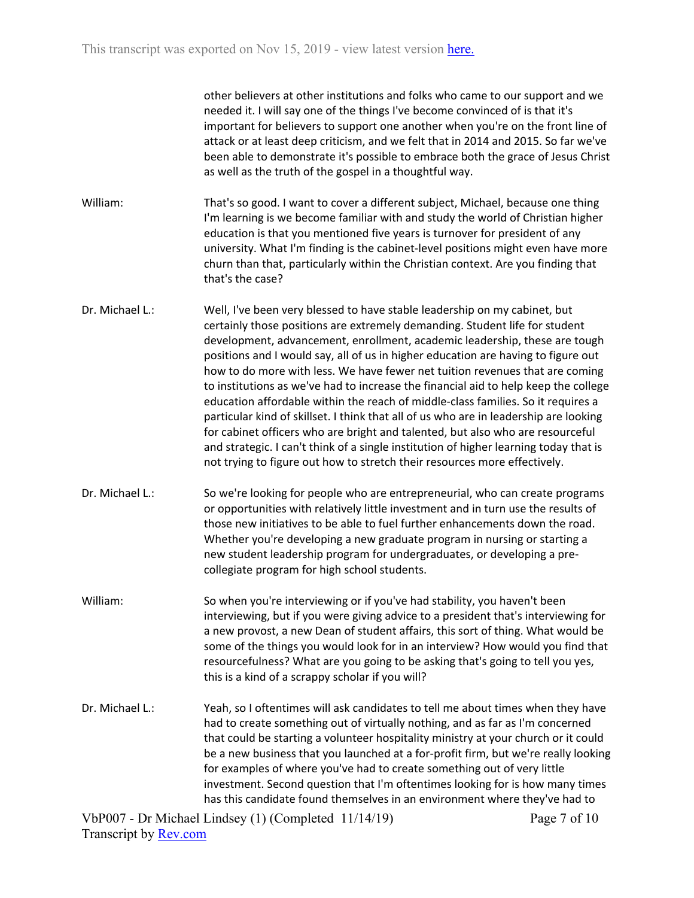other believers at other institutions and folks who came to our support and we needed it. I will say one of the things I've become convinced of is that it's important for believers to support one another when you're on the front line of attack or at least deep criticism, and we felt that in 2014 and 2015. So far we've been able to demonstrate it's possible to embrace both the grace of Jesus Christ as well as the truth of the gospel in a thoughtful way.

William: That's so good. I want to cover a different subject, Michael, because one thing I'm learning is we become familiar with and study the world of Christian higher education is that you mentioned five years is turnover for president of any university. What I'm finding is the cabinet-level positions might even have more churn than that, particularly within the Christian context. Are you finding that that's the case?

Dr. Michael L.: Well, I've been very blessed to have stable leadership on my cabinet, but certainly those positions are extremely demanding. Student life for student development, advancement, enrollment, academic leadership, these are tough positions and I would say, all of us in higher education are having to figure out how to do more with less. We have fewer net tuition revenues that are coming to institutions as we've had to increase the financial aid to help keep the college education affordable within the reach of middle-class families. So it requires a particular kind of skillset. I think that all of us who are in leadership are looking for cabinet officers who are bright and talented, but also who are resourceful and strategic. I can't think of a single institution of higher learning today that is not trying to figure out how to stretch their resources more effectively.

Dr. Michael L.: So we're looking for people who are entrepreneurial, who can create programs or opportunities with relatively little investment and in turn use the results of those new initiatives to be able to fuel further enhancements down the road. Whether you're developing a new graduate program in nursing or starting a new student leadership program for undergraduates, or developing a pre-collegiate program for high school students.

William: So when you're interviewing or if you've had stability, you haven't been interviewing, but if you were giving advice to a president that's interviewing for a new provost, a new Dean of student affairs, this sort of thing. What would be some of the things you would look for in an interview? How would you find that resourcefulness? What are you going to be asking that's going to tell you yes, this is a kind of a scrappy scholar if you will?

Dr. Michael L.: Yeah, so I oftentimes will ask candidates to tell me about times when they have had to create something out of virtually nothing, and as far as I'm concerned that could be starting a volunteer hospitality ministry at your church or it could be a new business that you launched at a for-profit firm, but we're really looking for examples of where you've had to create something out of very little investment. Second question that I'm oftentimes looking for is how many times has this candidate found themselves in an environment where they've had to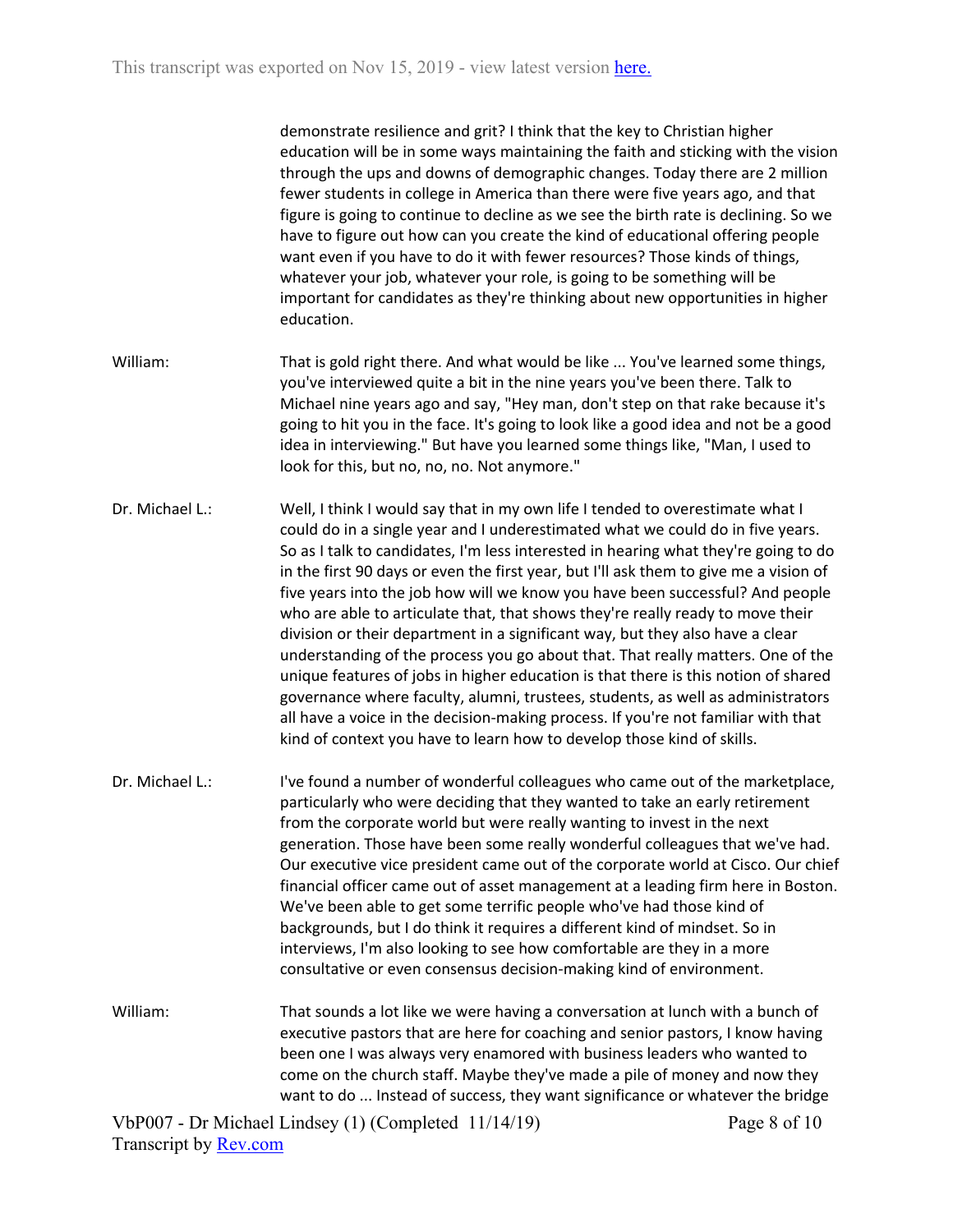demonstrate resilience and grit? I think that the key to Christian higher education will be in some ways maintaining the faith and sticking with the vision through the ups and downs of demographic changes. Today there are 2 million fewer students in college in America than there were five years ago, and that figure is going to continue to decline as we see the birth rate is declining. So we have to figure out how can you create the kind of educational offering people want even if you have to do it with fewer resources? Those kinds of things, whatever your job, whatever your role, is going to be something will be important for candidates as they're thinking about new opportunities in higher education.

William: That is gold right there. And what would be like ... You've learned some things, you've interviewed quite a bit in the nine years you've been there. Talk to Michael nine years ago and say, "Hey man, don't step on that rake because it's going to hit you in the face. It's going to look like a good idea and not be a good idea in interviewing." But have you learned some things like, "Man, I used to look for this, but no, no, no. Not anymore."

Dr. Michael L.: Well, I think I would say that in my own life I tended to overestimate what I could do in a single year and I underestimated what we could do in five years. So as I talk to candidates, I'm less interested in hearing what they're going to do in the first 90 days or even the first year, but I'll ask them to give me a vision of five years into the job how will we know you have been successful? And people who are able to articulate that, that shows they're really ready to move their division or their department in a significant way, but they also have a clear understanding of the process you go about that. That really matters. One of the unique features of jobs in higher education is that there is this notion of shared governance where faculty, alumni, trustees, students, as well as administrators all have a voice in the decision-making process. If you're not familiar with that kind of context you have to learn how to develop those kind of skills.

Dr. Michael L.: I've found a number of wonderful colleagues who came out of the marketplace, particularly who were deciding that they wanted to take an early retirement from the corporate world but were really wanting to invest in the next generation. Those have been some really wonderful colleagues that we've had. Our executive vice president came out of the corporate world at Cisco. Our chief financial officer came out of asset management at a leading firm here in Boston. We've been able to get some terrific people who've had those kind of backgrounds, but I do think it requires a different kind of mindset. So in interviews, I'm also looking to see how comfortable are they in a more consultative or even consensus decision-making kind of environment.

William: That sounds a lot like we were having a conversation at lunch with a bunch of executive pastors that are here for coaching and senior pastors, I know having been one I was always very enamored with business leaders who wanted to come on the church staff. Maybe they've made a pile of money and now they want to do ... Instead of success, they want significance or whatever the bridge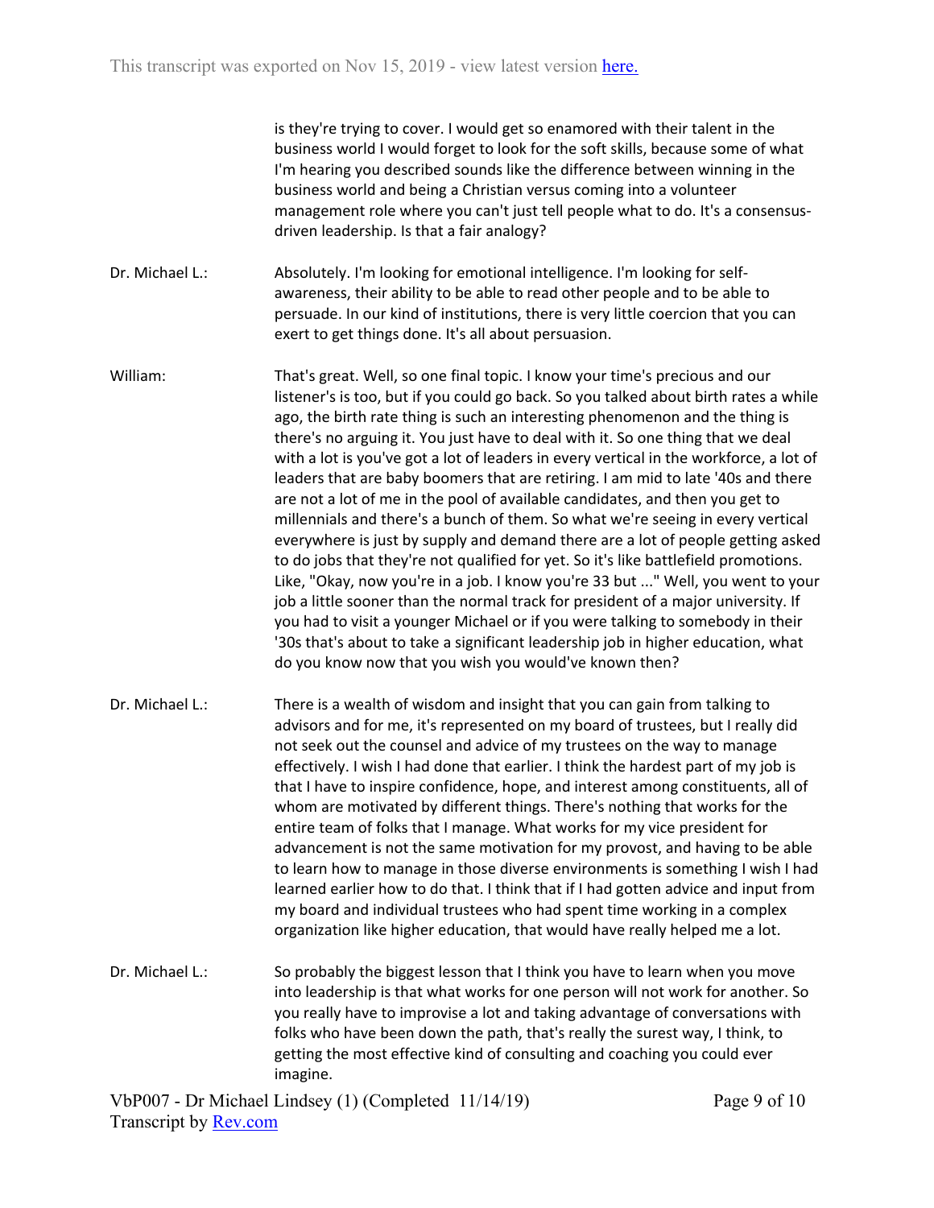is they're trying to cover. I would get so enamored with their talent in the business world I would forget to look for the soft skills, because some of what I'm hearing you described sounds like the difference between winning in the business world and being a Christian versus coming into a volunteer management role where you can't just tell people what to do. It's a consensus-driven leadership. Is that a fair analogy?

**Dr. Michael L.:** Absolutely. I'm looking for emotional intelligence. I'm looking for self-awareness, their ability to be able to read other people and to be able to persuade. In our kind of institutions, there is very little coercion that you can exert to get things done. It's all about persuasion.

**William:** That's great. Well, so one final topic. I know your time's precious and our listener's is too, but if you could go back. So you talked about birth rates a while ago, the birth rate thing is such an interesting phenomenon and the thing is there's no arguing it. You just have to deal with it. So one thing that we deal with a lot is you've got a lot of leaders in every vertical in the workforce, a lot of leaders that are baby boomers that are retiring. I am mid to late '40s and there are not a lot of me in the pool of available candidates, and then you get to millennials and there's a bunch of them. So what we're seeing in every vertical everywhere is just by supply and demand there are a lot of people getting asked to do jobs that they're not qualified for yet. So it's like battlefield promotions. Like, "Okay, now you're in a job. I know you're 33 but ..." Well, you went to your job a little sooner than the normal track for president of a major university. If you had to visit a younger Michael or if you were talking to somebody in their '30s that's about to take a significant leadership job in higher education, what do you know now that you wish you would've known then?

**Dr. Michael L.:** There is a wealth of wisdom and insight that you can gain from talking to advisors and for me, it's represented on my board of trustees, but I really did not seek out the counsel and advice of my trustees on the way to manage effectively. I wish I had done that earlier. I think the hardest part of my job is that I have to inspire confidence, hope, and interest among constituents, all of whom are motivated by different things. There's nothing that works for the entire team of folks that I manage. What works for my vice president for advancement is not the same motivation for my provost, and having to be able to learn how to manage in those diverse environments is something I wish I had learned earlier how to do that. I think that if I had gotten advice and input from my board and individual trustees who had spent time working in a complex organization like higher education, that would have really helped me a lot.

**Dr. Michael L.:** So probably the biggest lesson that I think you have to learn when you move into leadership is that what works for one person will not work for another. So you really have to improvise a lot and taking advantage of conversations with folks who have been down the path, that's really the surest way, I think, to getting the most effective kind of consulting and coaching you could ever imagine.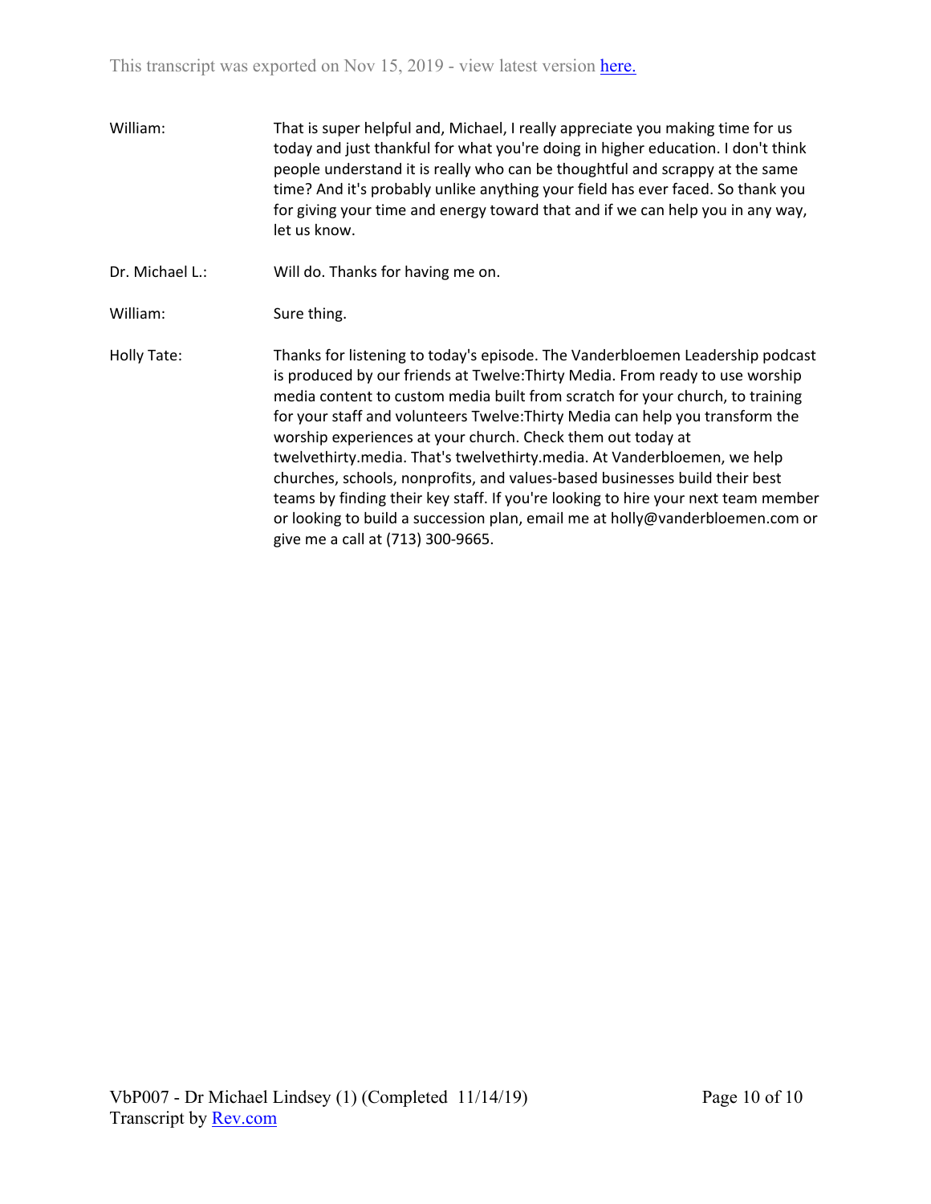William: That is super helpful and, Michael, I really appreciate you making time for us today and just thankful for what you're doing in higher education. I don't think people understand it is really who can be thoughtful and scrappy at the same time? And it's probably unlike anything your field has ever faced. So thank you for giving your time and energy toward that and if we can help you in any way, let us know.

Dr. Michael L.: Will do. Thanks for having me on.

William: Sure thing.

Holly Tate: Thanks for listening to today's episode. The Vanderbloemen Leadership podcast is produced by our friends at Twelve:Thirty Media. From ready to use worship media content to custom media built from scratch for your church, to training for your staff and volunteers Twelve:Thirty Media can help you transform the worship experiences at your church. Check them out today at twelvethirty.media. That's twelvethirty.media. At Vanderbloemen, we help churches, schools, nonprofits, and values-based businesses build their best teams by finding their key staff. If you're looking to hire your next team member or looking to build a succession plan, email me at holly@vanderbloemen.com or give me a call at (713) 300-9665.